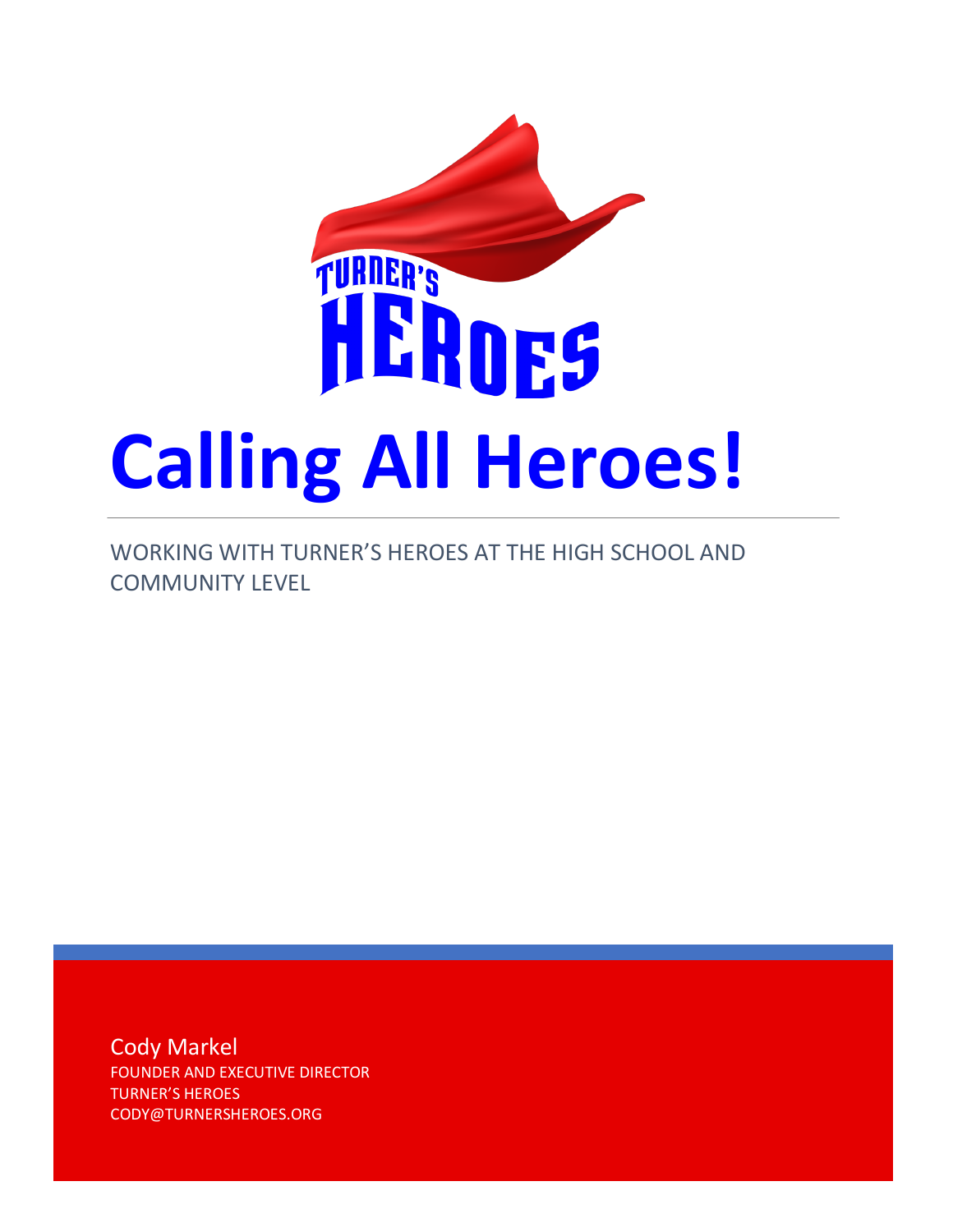TURNER'S HEROES

# Calling All Heroes!

WORKING WITH TURNER'S HEROES AT THE HIGH SCHOOL AND COMMUNITY LEVEL

Cody Markel
FOUNDER AND EXECUTIVE DIRECTOR
TURNER'S HEROES
CODY@TURNERSHEROES.ORG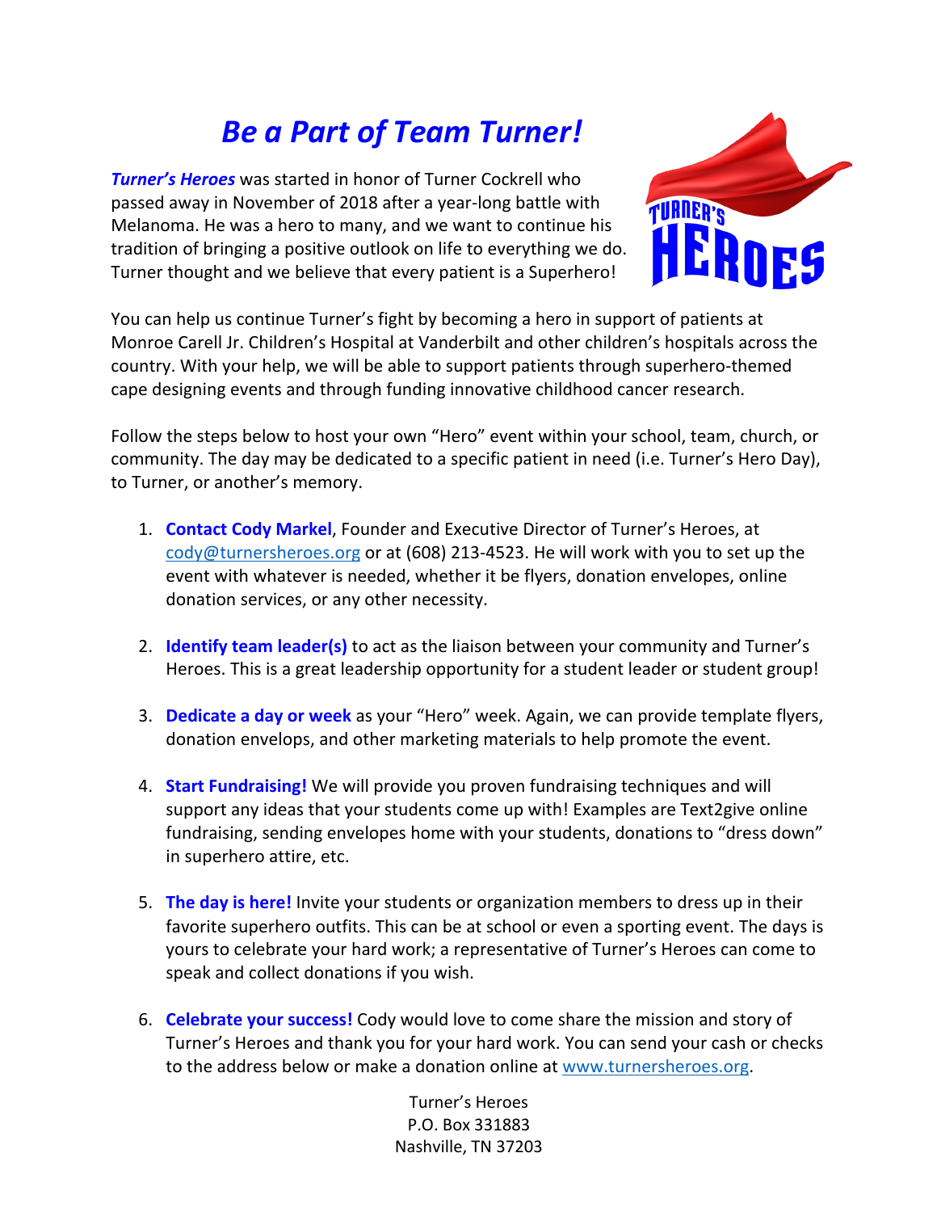# *Be a Part of Team Turner!*

***Turner's Heroes*** was started in honor of Turner Cockrell who passed away in November of 2018 after a year-long battle with Melanoma. He was a hero to many, and we want to continue his tradition of bringing a positive outlook on life to everything we do. Turner thought and we believe that every patient is a Superhero!

TURNER'S HEROES

You can help us continue Turner's fight by becoming a hero in support of patients at Monroe Carell Jr. Children's Hospital at Vanderbilt and other children's hospitals across the country. With your help, we will be able to support patients through superhero-themed cape designing events and through funding innovative childhood cancer research.

Follow the steps below to host your own "Hero" event within your school, team, church, or community. The day may be dedicated to a specific patient in need (i.e. Turner's Hero Day), to Turner, or another's memory.

1. **Contact Cody Markel**, Founder and Executive Director of Turner's Heroes, at cody@turnersheroes.org or at (608) 213-4523. He will work with you to set up the event with whatever is needed, whether it be flyers, donation envelopes, online donation services, or any other necessity.

2. **Identify team leader(s)** to act as the liaison between your community and Turner's Heroes. This is a great leadership opportunity for a student leader or student group!

3. **Dedicate a day or week** as your "Hero" week. Again, we can provide template flyers, donation envelops, and other marketing materials to help promote the event.

4. **Start Fundraising!** We will provide you proven fundraising techniques and will support any ideas that your students come up with! Examples are Text2give online fundraising, sending envelopes home with your students, donations to "dress down" in superhero attire, etc.

5. **The day is here!** Invite your students or organization members to dress up in their favorite superhero outfits. This can be at school or even a sporting event. The days is yours to celebrate your hard work; a representative of Turner's Heroes can come to speak and collect donations if you wish.

6. **Celebrate your success!** Cody would love to come share the mission and story of Turner's Heroes and thank you for your hard work. You can send your cash or checks to the address below or make a donation online at www.turnersheroes.org.

Turner's Heroes
P.O. Box 331883
Nashville, TN 37203